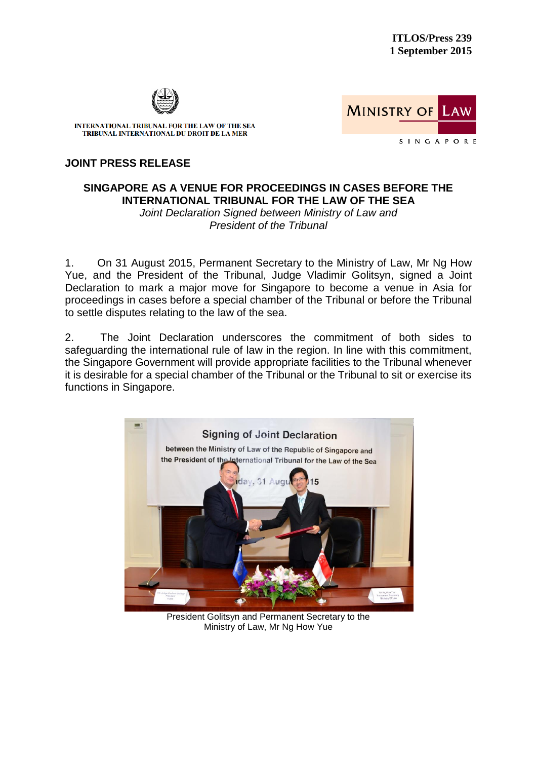ITLOS/Press 239
1 September 2015

INTERNATIONAL TRIBUNAL FOR THE LAW OF THE SEA
TRIBUNAL INTERNATIONAL DU DROIT DE LA MER

MINISTRY OF LAW
SINGAPORE

**JOINT PRESS RELEASE**

## SINGAPORE AS A VENUE FOR PROCEEDINGS IN CASES BEFORE THE INTERNATIONAL TRIBUNAL FOR THE LAW OF THE SEA

*Joint Declaration Signed between Ministry of Law and President of the Tribunal*

1. On 31 August 2015, Permanent Secretary to the Ministry of Law, Mr Ng How Yue, and the President of the Tribunal, Judge Vladimir Golitsyn, signed a Joint Declaration to mark a major move for Singapore to become a venue in Asia for proceedings in cases before a special chamber of the Tribunal or before the Tribunal to settle disputes relating to the law of the sea.

2. The Joint Declaration underscores the commitment of both sides to safeguarding the international rule of law in the region. In line with this commitment, the Singapore Government will provide appropriate facilities to the Tribunal whenever it is desirable for a special chamber of the Tribunal or the Tribunal to sit or exercise its functions in Singapore.

President Golitsyn and Permanent Secretary to the Ministry of Law, Mr Ng How Yue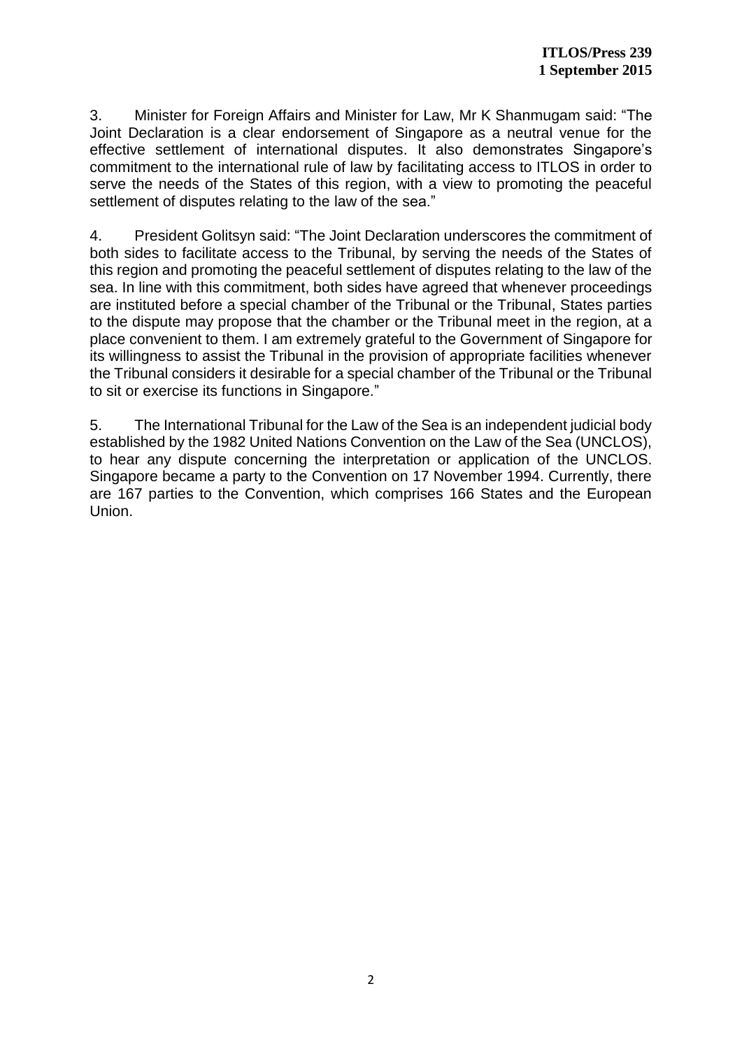3. Minister for Foreign Affairs and Minister for Law, Mr K Shanmugam said: "The Joint Declaration is a clear endorsement of Singapore as a neutral venue for the effective settlement of international disputes. It also demonstrates Singapore's commitment to the international rule of law by facilitating access to ITLOS in order to serve the needs of the States of this region, with a view to promoting the peaceful settlement of disputes relating to the law of the sea."

4. President Golitsyn said: "The Joint Declaration underscores the commitment of both sides to facilitate access to the Tribunal, by serving the needs of the States of this region and promoting the peaceful settlement of disputes relating to the law of the sea. In line with this commitment, both sides have agreed that whenever proceedings are instituted before a special chamber of the Tribunal or the Tribunal, States parties to the dispute may propose that the chamber or the Tribunal meet in the region, at a place convenient to them. I am extremely grateful to the Government of Singapore for its willingness to assist the Tribunal in the provision of appropriate facilities whenever the Tribunal considers it desirable for a special chamber of the Tribunal or the Tribunal to sit or exercise its functions in Singapore."

5. The International Tribunal for the Law of the Sea is an independent judicial body established by the 1982 United Nations Convention on the Law of the Sea (UNCLOS), to hear any dispute concerning the interpretation or application of the UNCLOS. Singapore became a party to the Convention on 17 November 1994. Currently, there are 167 parties to the Convention, which comprises 166 States and the European Union.